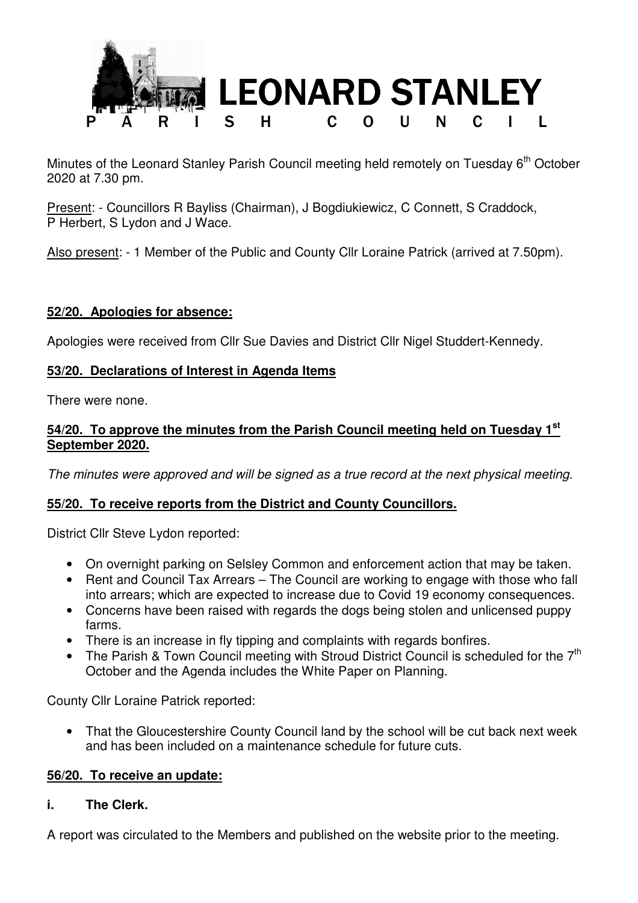# LEONARD STANLEY PARISH COUNCIL

Minutes of the Leonard Stanley Parish Council meeting held remotely on Tuesday 6th October 2020 at 7.30 pm.

Present: - Councillors R Bayliss (Chairman), J Bogdiukiewicz, C Connett, S Craddock, P Herbert, S Lydon and J Wace.

Also present: - 1 Member of the Public and County Cllr Loraine Patrick (arrived at 7.50pm).

## 52/20. Apologies for absence:

Apologies were received from Cllr Sue Davies and District Cllr Nigel Studdert-Kennedy.

## 53/20. Declarations of Interest in Agenda Items

There were none.

## 54/20. To approve the minutes from the Parish Council meeting held on Tuesday 1st September 2020.

*The minutes were approved and will be signed as a true record at the next physical meeting.*

## 55/20. To receive reports from the District and County Councillors.

District Cllr Steve Lydon reported:

- On overnight parking on Selsley Common and enforcement action that may be taken.
- Rent and Council Tax Arrears – The Council are working to engage with those who fall into arrears; which are expected to increase due to Covid 19 economy consequences.
- Concerns have been raised with regards the dogs being stolen and unlicensed puppy farms.
- There is an increase in fly tipping and complaints with regards bonfires.
- The Parish & Town Council meeting with Stroud District Council is scheduled for the 7th October and the Agenda includes the White Paper on Planning.

County Cllr Loraine Patrick reported:

- That the Gloucestershire County Council land by the school will be cut back next week and has been included on a maintenance schedule for future cuts.

## 56/20. To receive an update:

**i. The Clerk.**

A report was circulated to the Members and published on the website prior to the meeting.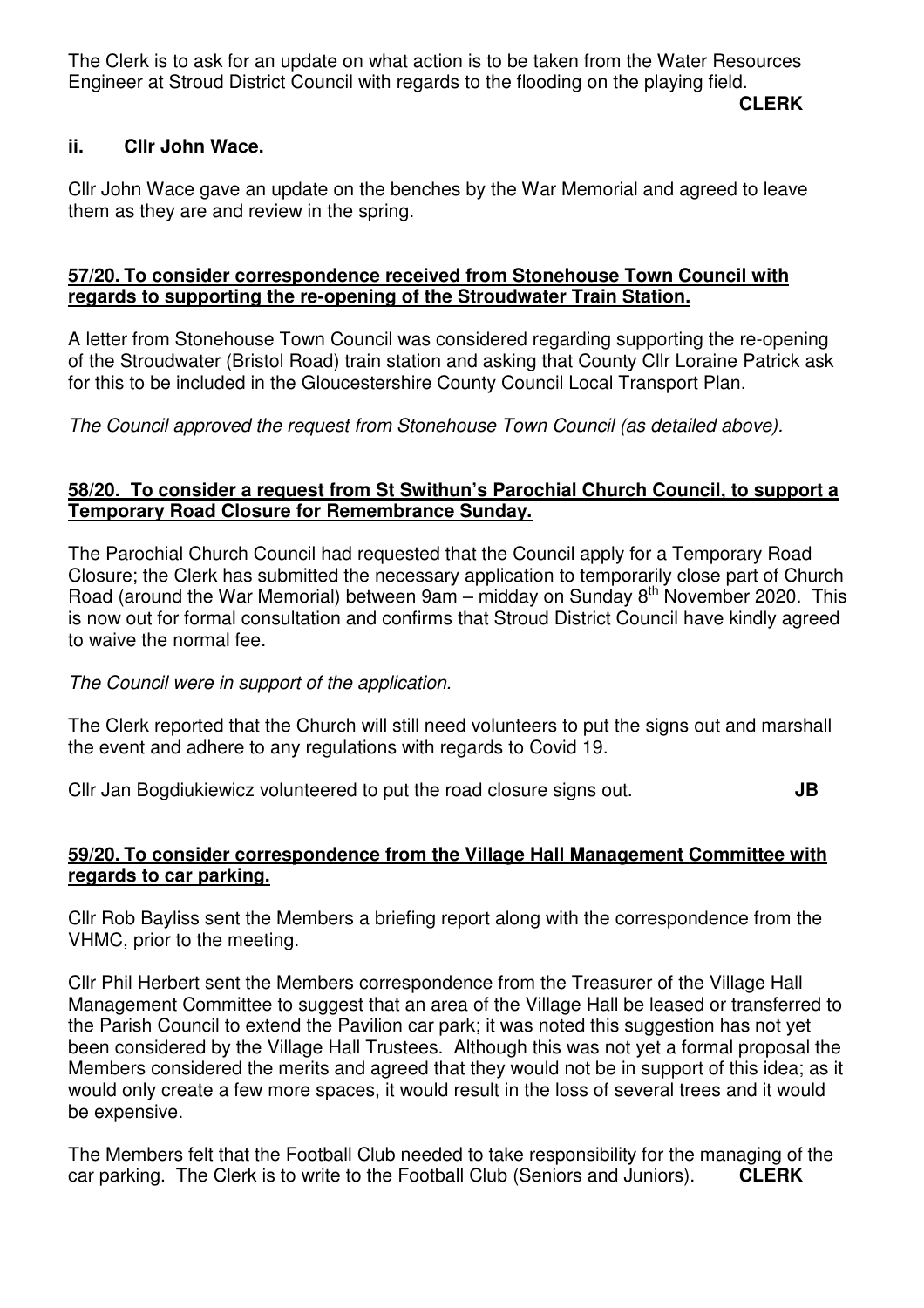The Clerk is to ask for an update on what action is to be taken from the Water Resources Engineer at Stroud District Council with regards to the flooding on the playing field.

**CLERK**

### ii. Cllr John Wace.

Cllr John Wace gave an update on the benches by the War Memorial and agreed to leave them as they are and review in the spring.

### **57/20. To consider correspondence received from Stonehouse Town Council with regards to supporting the re-opening of the Stroudwater Train Station.**

A letter from Stonehouse Town Council was considered regarding supporting the re-opening of the Stroudwater (Bristol Road) train station and asking that County Cllr Loraine Patrick ask for this to be included in the Gloucestershire County Council Local Transport Plan.

*The Council approved the request from Stonehouse Town Council (as detailed above).*

### **58/20. To consider a request from St Swithun's Parochial Church Council, to support a Temporary Road Closure for Remembrance Sunday.**

The Parochial Church Council had requested that the Council apply for a Temporary Road Closure; the Clerk has submitted the necessary application to temporarily close part of Church Road (around the War Memorial) between 9am – midday on Sunday 8th November 2020. This is now out for formal consultation and confirms that Stroud District Council have kindly agreed to waive the normal fee.

*The Council were in support of the application.*

The Clerk reported that the Church will still need volunteers to put the signs out and marshall the event and adhere to any regulations with regards to Covid 19.

Cllr Jan Bogdiukiewicz volunteered to put the road closure signs out. **JB**

### **59/20. To consider correspondence from the Village Hall Management Committee with regards to car parking.**

Cllr Rob Bayliss sent the Members a briefing report along with the correspondence from the VHMC, prior to the meeting.

Cllr Phil Herbert sent the Members correspondence from the Treasurer of the Village Hall Management Committee to suggest that an area of the Village Hall be leased or transferred to the Parish Council to extend the Pavilion car park; it was noted this suggestion has not yet been considered by the Village Hall Trustees. Although this was not yet a formal proposal the Members considered the merits and agreed that they would not be in support of this idea; as it would only create a few more spaces, it would result in the loss of several trees and it would be expensive.

The Members felt that the Football Club needed to take responsibility for the managing of the car parking. The Clerk is to write to the Football Club (Seniors and Juniors). **CLERK**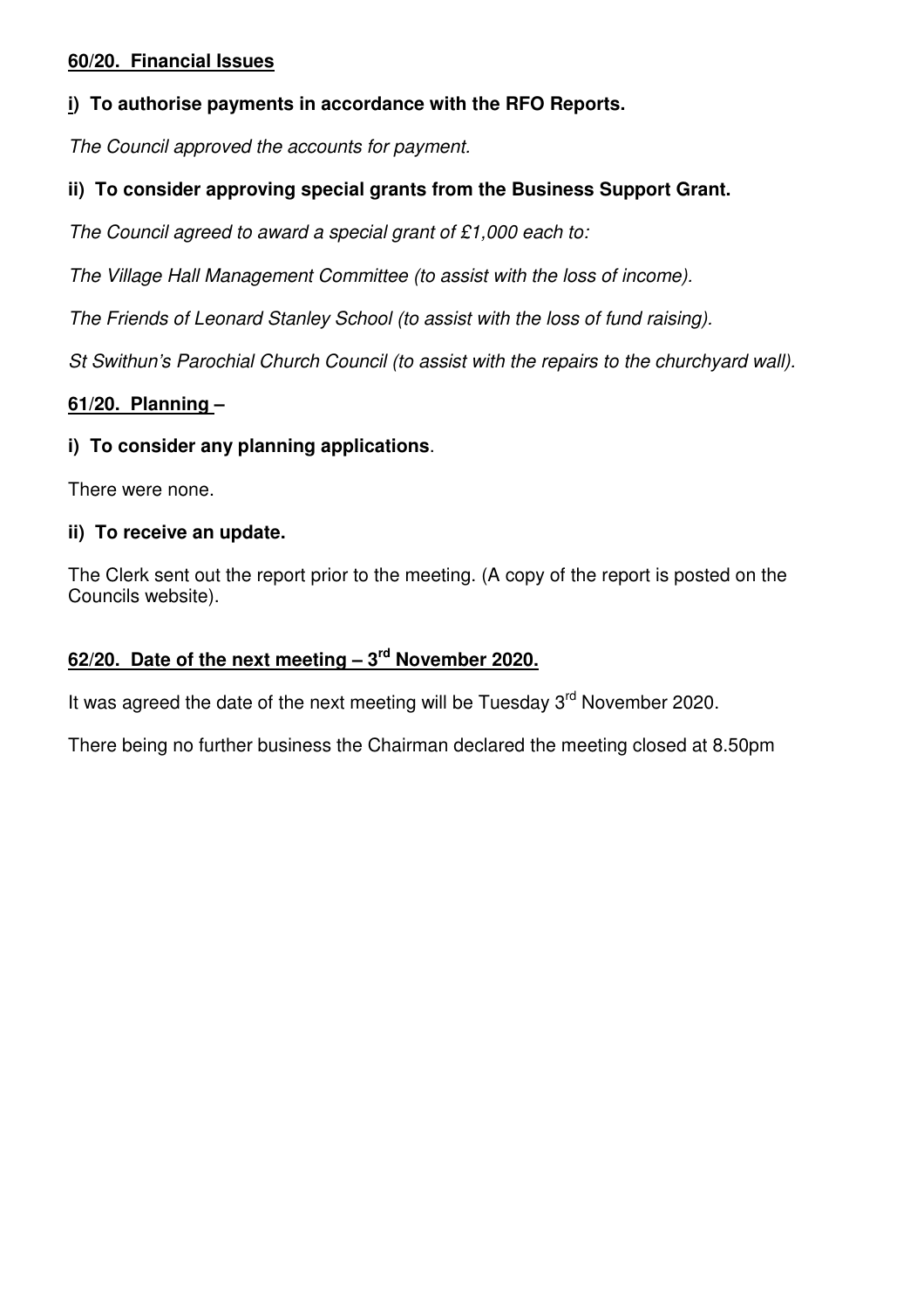**60/20. Financial Issues**

**i) To authorise payments in accordance with the RFO Reports.**

*The Council approved the accounts for payment.*

**ii) To consider approving special grants from the Business Support Grant.**

*The Council agreed to award a special grant of £1,000 each to:*

*The Village Hall Management Committee (to assist with the loss of income).*

*The Friends of Leonard Stanley School (to assist with the loss of fund raising).*

*St Swithun's Parochial Church Council (to assist with the repairs to the churchyard wall).*

**61/20. Planning –**

**i) To consider any planning applications**.

There were none.

**ii) To receive an update.**

The Clerk sent out the report prior to the meeting. (A copy of the report is posted on the Councils website).

**62/20. Date of the next meeting – 3rd November 2020.**

It was agreed the date of the next meeting will be Tuesday 3rd November 2020.

There being no further business the Chairman declared the meeting closed at 8.50pm